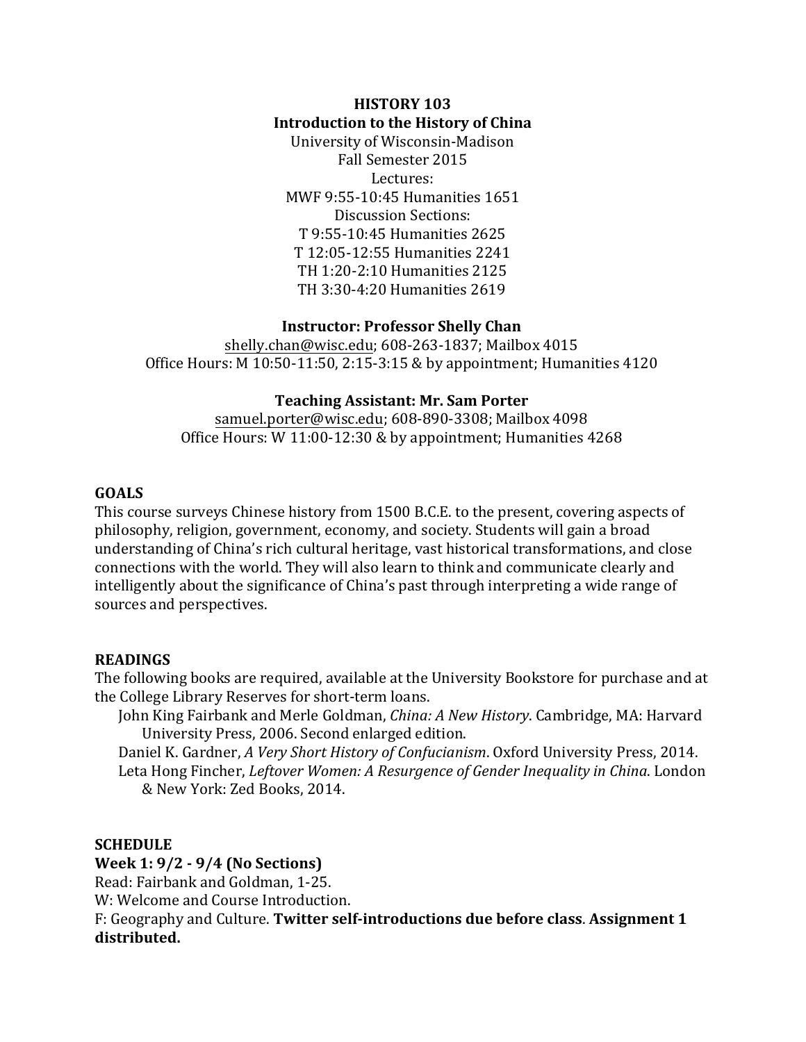# HISTORY 103

## Introduction to the History of China

University of Wisconsin-Madison
Fall Semester 2015
Lectures:
MWF 9:55-10:45 Humanities 1651
Discussion Sections:
T 9:55-10:45 Humanities 2625
T 12:05-12:55 Humanities 2241
TH 1:20-2:10 Humanities 2125
TH 3:30-4:20 Humanities 2619

**Instructor: Professor Shelly Chan**

shelly.chan@wisc.edu; 608-263-1837; Mailbox 4015
Office Hours: M 10:50-11:50, 2:15-3:15 & by appointment; Humanities 4120

**Teaching Assistant: Mr. Sam Porter**

samuel.porter@wisc.edu; 608-890-3308; Mailbox 4098
Office Hours: W 11:00-12:30 & by appointment; Humanities 4268

## GOALS

This course surveys Chinese history from 1500 B.C.E. to the present, covering aspects of philosophy, religion, government, economy, and society. Students will gain a broad understanding of China's rich cultural heritage, vast historical transformations, and close connections with the world. They will also learn to think and communicate clearly and intelligently about the significance of China's past through interpreting a wide range of sources and perspectives.

## READINGS

The following books are required, available at the University Bookstore for purchase and at the College Library Reserves for short-term loans.

- John King Fairbank and Merle Goldman, *China: A New History*. Cambridge, MA: Harvard University Press, 2006. Second enlarged edition.
- Daniel K. Gardner, *A Very Short History of Confucianism*. Oxford University Press, 2014.
- Leta Hong Fincher, *Leftover Women: A Resurgence of Gender Inequality in China*. London & New York: Zed Books, 2014.

## SCHEDULE

**Week 1: 9/2 - 9/4 (No Sections)**

Read: Fairbank and Goldman, 1-25.
W: Welcome and Course Introduction.
F: Geography and Culture. **Twitter self-introductions due before class**. **Assignment 1 distributed.**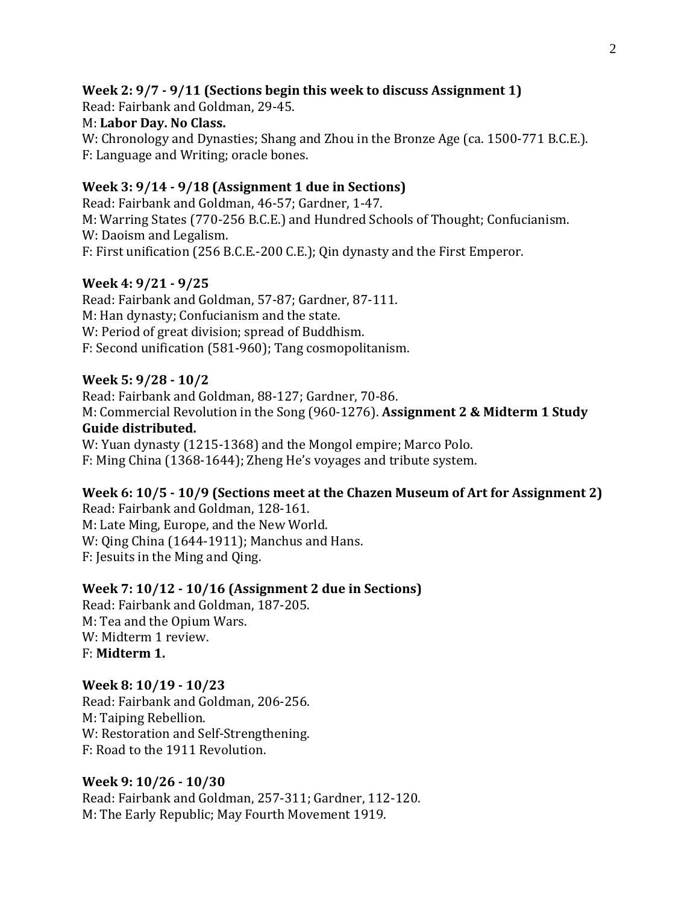**Week 2: 9/7 - 9/11 (Sections begin this week to discuss Assignment 1)**
Read: Fairbank and Goldman, 29-45.
M: **Labor Day. No Class.**
W: Chronology and Dynasties; Shang and Zhou in the Bronze Age (ca. 1500-771 B.C.E.).
F: Language and Writing; oracle bones.

**Week 3: 9/14 - 9/18 (Assignment 1 due in Sections)**
Read: Fairbank and Goldman, 46-57; Gardner, 1-47.
M: Warring States (770-256 B.C.E.) and Hundred Schools of Thought; Confucianism.
W: Daoism and Legalism.
F: First unification (256 B.C.E.-200 C.E.); Qin dynasty and the First Emperor.

**Week 4: 9/21 - 9/25**
Read: Fairbank and Goldman, 57-87; Gardner, 87-111.
M: Han dynasty; Confucianism and the state.
W: Period of great division; spread of Buddhism.
F: Second unification (581-960); Tang cosmopolitanism.

**Week 5: 9/28 - 10/2**
Read: Fairbank and Goldman, 88-127; Gardner, 70-86.
M: Commercial Revolution in the Song (960-1276). **Assignment 2 & Midterm 1 Study Guide distributed.**
W: Yuan dynasty (1215-1368) and the Mongol empire; Marco Polo.
F: Ming China (1368-1644); Zheng He's voyages and tribute system.

**Week 6: 10/5 - 10/9 (Sections meet at the Chazen Museum of Art for Assignment 2)**
Read: Fairbank and Goldman, 128-161.
M: Late Ming, Europe, and the New World.
W: Qing China (1644-1911); Manchus and Hans.
F: Jesuits in the Ming and Qing.

**Week 7: 10/12 - 10/16 (Assignment 2 due in Sections)**
Read: Fairbank and Goldman, 187-205.
M: Tea and the Opium Wars.
W: Midterm 1 review.
F: **Midterm 1.**

**Week 8: 10/19 - 10/23**
Read: Fairbank and Goldman, 206-256.
M: Taiping Rebellion.
W: Restoration and Self-Strengthening.
F: Road to the 1911 Revolution.

**Week 9: 10/26 - 10/30**
Read: Fairbank and Goldman, 257-311; Gardner, 112-120.
M: The Early Republic; May Fourth Movement 1919.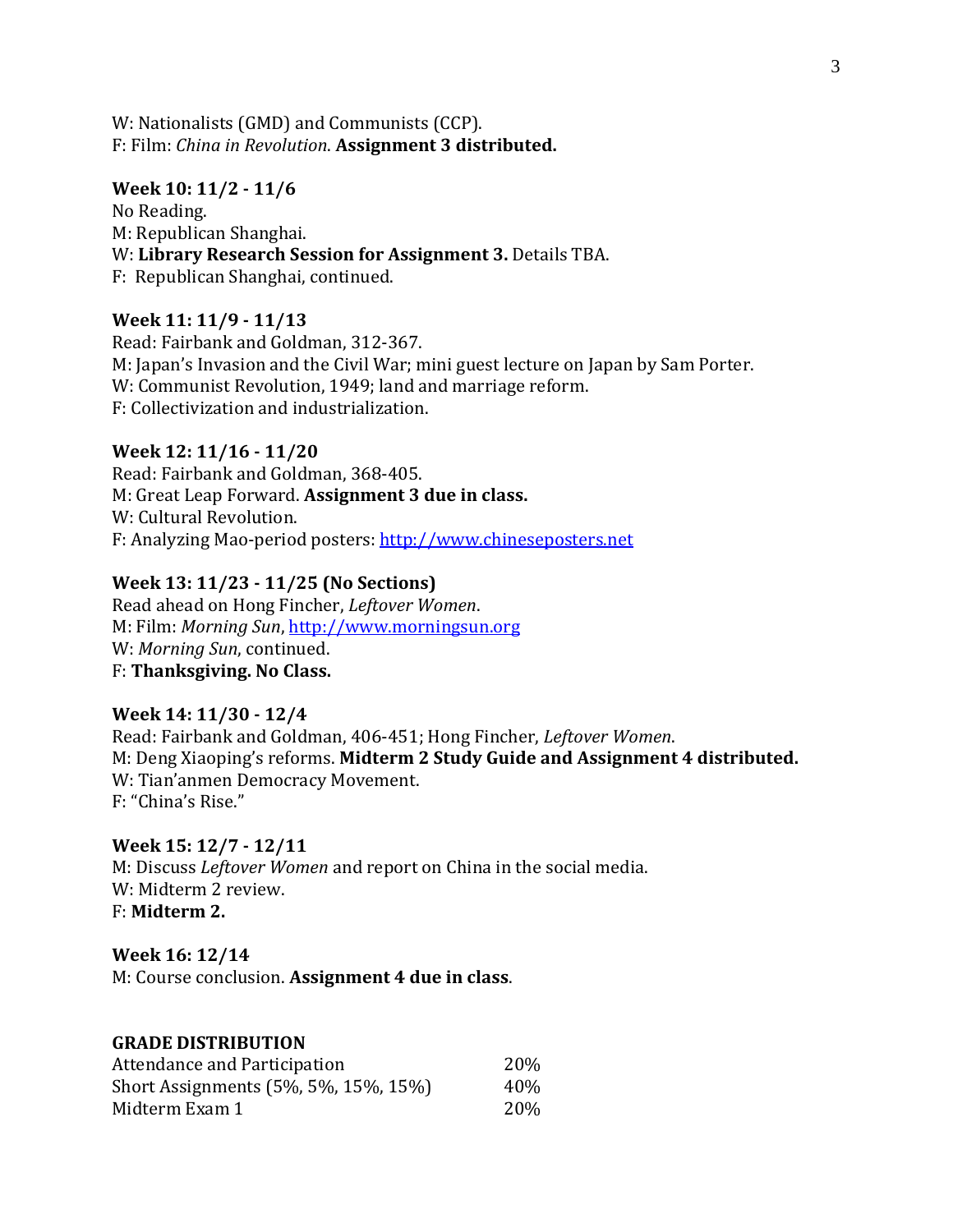W: Nationalists (GMD) and Communists (CCP).
F: Film: *China in Revolution*. **Assignment 3 distributed.**

**Week 10: 11/2 - 11/6**
No Reading.
M: Republican Shanghai.
W: **Library Research Session for Assignment 3.** Details TBA.
F: Republican Shanghai, continued.

**Week 11: 11/9 - 11/13**
Read: Fairbank and Goldman, 312-367.
M: Japan's Invasion and the Civil War; mini guest lecture on Japan by Sam Porter.
W: Communist Revolution, 1949; land and marriage reform.
F: Collectivization and industrialization.

**Week 12: 11/16 - 11/20**
Read: Fairbank and Goldman, 368-405.
M: Great Leap Forward. **Assignment 3 due in class.**
W: Cultural Revolution.
F: Analyzing Mao-period posters: [http://www.chineseposters.net](http://www.chineseposters.net)

**Week 13: 11/23 - 11/25 (No Sections)**
Read ahead on Hong Fincher, *Leftover Women*.
M: Film: *Morning Sun*, [http://www.morningsun.org](http://www.morningsun.org)
W: *Morning Sun*, continued.
F: **Thanksgiving. No Class.**

**Week 14: 11/30 - 12/4**
Read: Fairbank and Goldman, 406-451; Hong Fincher, *Leftover Women*.
M: Deng Xiaoping's reforms. **Midterm 2 Study Guide and Assignment 4 distributed.**
W: Tian'anmen Democracy Movement.
F: "China's Rise."

**Week 15: 12/7 - 12/11**
M: Discuss *Leftover Women* and report on China in the social media.
W: Midterm 2 review.
F: **Midterm 2.**

**Week 16: 12/14**
M: Course conclusion. **Assignment 4 due in class**.

**GRADE DISTRIBUTION**

| | |
|---|---|
| Attendance and Participation | 20% |
| Short Assignments (5%, 5%, 15%, 15%) | 40% |
| Midterm Exam 1 | 20% |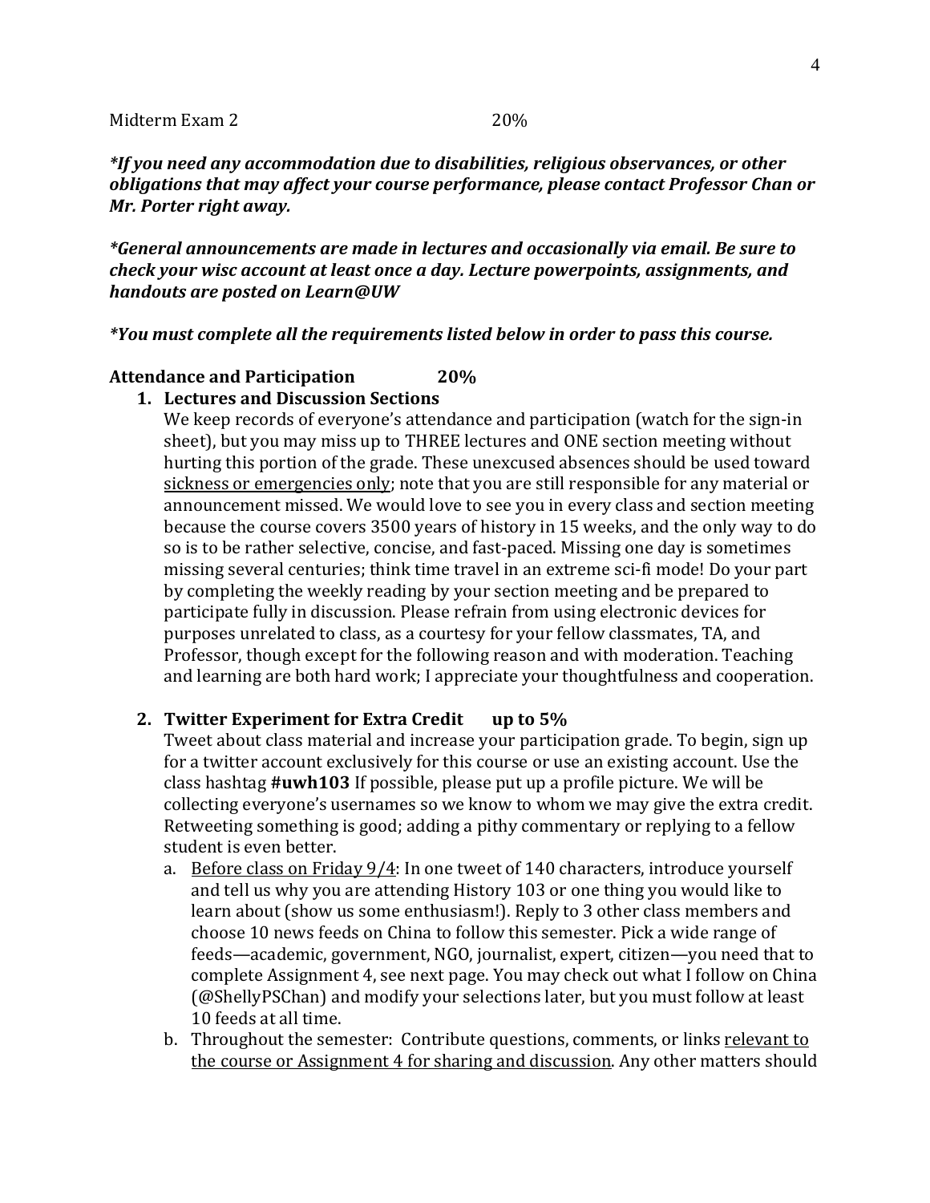Midterm Exam 2 20%

***If you need any accommodation due to disabilities, religious observances, or other obligations that may affect your course performance, please contact Professor Chan or Mr. Porter right away.***

***General announcements are made in lectures and occasionally via email. Be sure to check your wisc account at least once a day. Lecture powerpoints, assignments, and handouts are posted on Learn@UW***

***You must complete all the requirements listed below in order to pass this course.***

**Attendance and Participation 20%**

1. **Lectures and Discussion Sections**
   We keep records of everyone's attendance and participation (watch for the sign-in sheet), but you may miss up to THREE lectures and ONE section meeting without hurting this portion of the grade. These unexcused absences should be used toward <u>sickness or emergencies only</u>; note that you are still responsible for any material or announcement missed. We would love to see you in every class and section meeting because the course covers 3500 years of history in 15 weeks, and the only way to do so is to be rather selective, concise, and fast-paced. Missing one day is sometimes missing several centuries; think time travel in an extreme sci-fi mode! Do your part by completing the weekly reading by your section meeting and be prepared to participate fully in discussion. Please refrain from using electronic devices for purposes unrelated to class, as a courtesy for your fellow classmates, TA, and Professor, though except for the following reason and with moderation. Teaching and learning are both hard work; I appreciate your thoughtfulness and cooperation.

2. **Twitter Experiment for Extra Credit up to 5%**
   Tweet about class material and increase your participation grade. To begin, sign up for a twitter account exclusively for this course or use an existing account. Use the class hashtag **#uwh103** If possible, please put up a profile picture. We will be collecting everyone's usernames so we know to whom we may give the extra credit. Retweeting something is good; adding a pithy commentary or replying to a fellow student is even better.
   a. <u>Before class on Friday 9/4</u>: In one tweet of 140 characters, introduce yourself and tell us why you are attending History 103 or one thing you would like to learn about (show us some enthusiasm!). Reply to 3 other class members and choose 10 news feeds on China to follow this semester. Pick a wide range of feeds—academic, government, NGO, journalist, expert, citizen—you need that to complete Assignment 4, see next page. You may check out what I follow on China (@ShellyPSChan) and modify your selections later, but you must follow at least 10 feeds at all time.
   b. Throughout the semester: Contribute questions, comments, or links <u>relevant to the course or Assignment 4 for sharing and discussion</u>. Any other matters should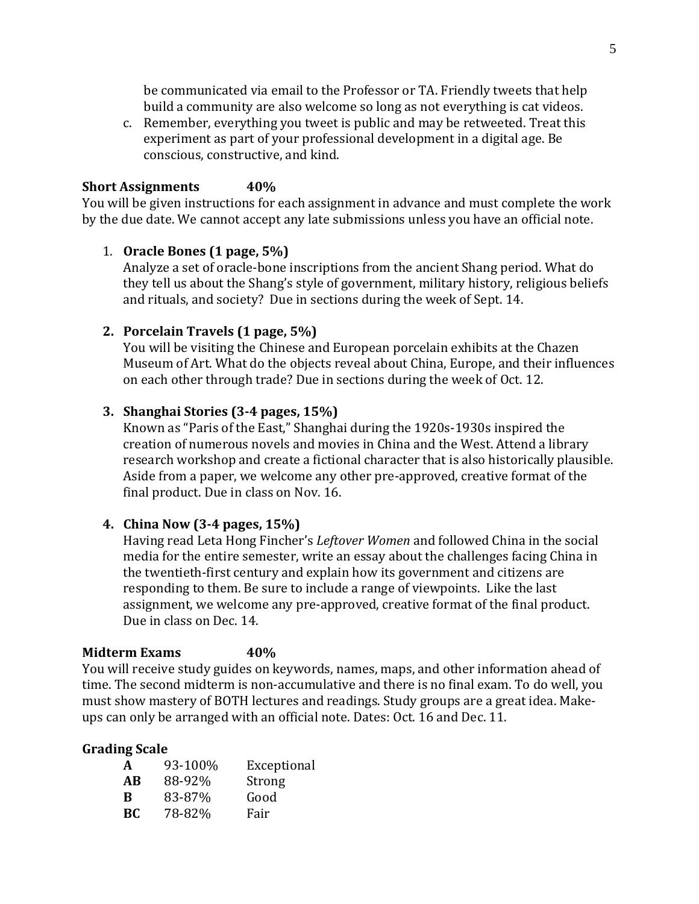be communicated via email to the Professor or TA. Friendly tweets that help build a community are also welcome so long as not everything is cat videos.

c. Remember, everything you tweet is public and may be retweeted. Treat this experiment as part of your professional development in a digital age. Be conscious, constructive, and kind.

**Short Assignments 40%**

You will be given instructions for each assignment in advance and must complete the work by the due date. We cannot accept any late submissions unless you have an official note.

1. **Oracle Bones (1 page, 5%)**
   Analyze a set of oracle-bone inscriptions from the ancient Shang period. What do they tell us about the Shang's style of government, military history, religious beliefs and rituals, and society? Due in sections during the week of Sept. 14.

2. **Porcelain Travels (1 page, 5%)**
   You will be visiting the Chinese and European porcelain exhibits at the Chazen Museum of Art. What do the objects reveal about China, Europe, and their influences on each other through trade? Due in sections during the week of Oct. 12.

3. **Shanghai Stories (3-4 pages, 15%)**
   Known as "Paris of the East," Shanghai during the 1920s-1930s inspired the creation of numerous novels and movies in China and the West. Attend a library research workshop and create a fictional character that is also historically plausible. Aside from a paper, we welcome any other pre-approved, creative format of the final product. Due in class on Nov. 16.

4. **China Now (3-4 pages, 15%)**
   Having read Leta Hong Fincher's *Leftover Women* and followed China in the social media for the entire semester, write an essay about the challenges facing China in the twentieth-first century and explain how its government and citizens are responding to them. Be sure to include a range of viewpoints. Like the last assignment, we welcome any pre-approved, creative format of the final product. Due in class on Dec. 14.

**Midterm Exams 40%**

You will receive study guides on keywords, names, maps, and other information ahead of time. The second midterm is non-accumulative and there is no final exam. To do well, you must show mastery of BOTH lectures and readings. Study groups are a great idea. Make-ups can only be arranged with an official note. Dates: Oct. 16 and Dec. 11.

**Grading Scale**

| | | |
|---|---|---|
| **A** | 93-100% | Exceptional |
| **AB** | 88-92% | Strong |
| **B** | 83-87% | Good |
| **BC** | 78-82% | Fair |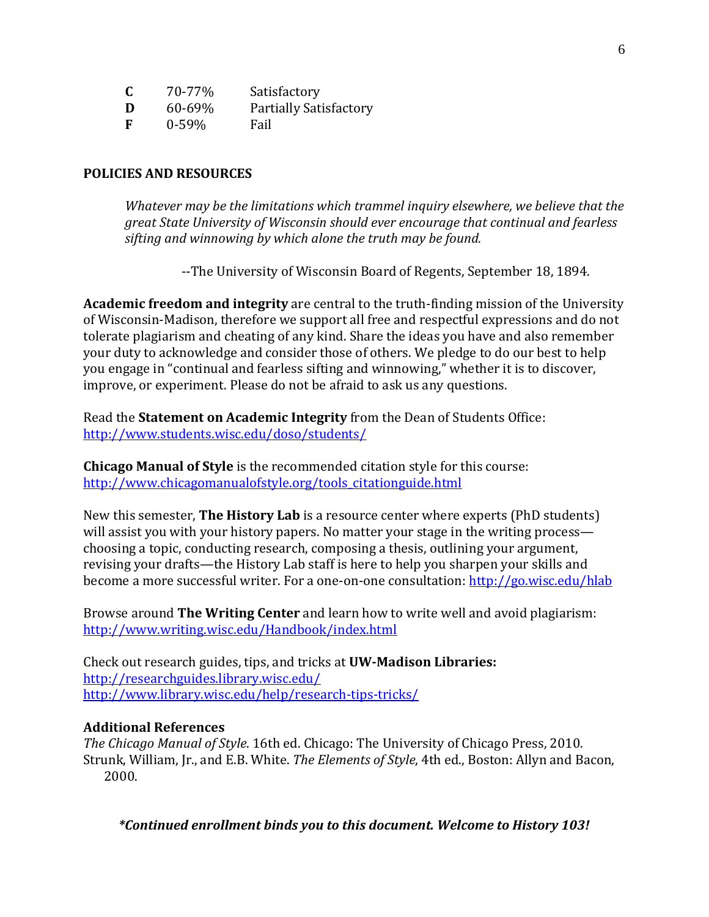| | | |
|---|---|---|
| **C** | 70-77% | Satisfactory |
| **D** | 60-69% | Partially Satisfactory |
| **F** | 0-59% | Fail |

## POLICIES AND RESOURCES

> *Whatever may be the limitations which trammel inquiry elsewhere, we believe that the great State University of Wisconsin should ever encourage that continual and fearless sifting and winnowing by which alone the truth may be found.*
>
> --The University of Wisconsin Board of Regents, September 18, 1894.

**Academic freedom and integrity** are central to the truth-finding mission of the University of Wisconsin-Madison, therefore we support all free and respectful expressions and do not tolerate plagiarism and cheating of any kind. Share the ideas you have and also remember your duty to acknowledge and consider those of others. We pledge to do our best to help you engage in "continual and fearless sifting and winnowing," whether it is to discover, improve, or experiment. Please do not be afraid to ask us any questions.

Read the **Statement on Academic Integrity** from the Dean of Students Office:
http://www.students.wisc.edu/doso/students/

**Chicago Manual of Style** is the recommended citation style for this course:
http://www.chicagomanualofstyle.org/tools_citationguide.html

New this semester, **The History Lab** is a resource center where experts (PhD students) will assist you with your history papers. No matter your stage in the writing process—choosing a topic, conducting research, composing a thesis, outlining your argument, revising your drafts—the History Lab staff is here to help you sharpen your skills and become a more successful writer. For a one-on-one consultation: http://go.wisc.edu/hlab

Browse around **The Writing Center** and learn how to write well and avoid plagiarism:
http://www.writing.wisc.edu/Handbook/index.html

Check out research guides, tips, and tricks at **UW-Madison Libraries:**
http://researchguides.library.wisc.edu/
http://www.library.wisc.edu/help/research-tips-tricks/

### Additional References

*The Chicago Manual of Style*. 16th ed. Chicago: The University of Chicago Press, 2010.
Strunk, William, Jr., and E.B. White. *The Elements of Style*, 4th ed., Boston: Allyn and Bacon, 2000.

***Continued enrollment binds you to this document. Welcome to History 103!***